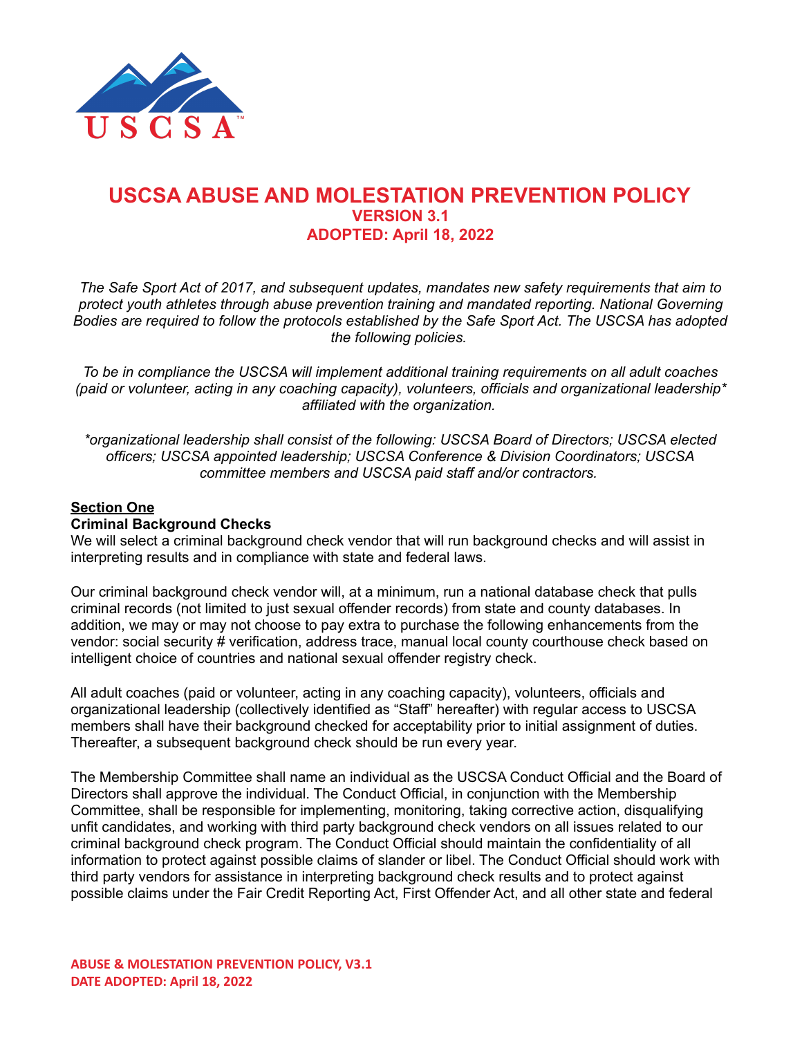# USCSA ABUSE AND MOLESTATION PREVENTION POLICY

## VERSION 3.1
## ADOPTED: April 18, 2022

*The Safe Sport Act of 2017, and subsequent updates, mandates new safety requirements that aim to protect youth athletes through abuse prevention training and mandated reporting. National Governing Bodies are required to follow the protocols established by the Safe Sport Act. The USCSA has adopted the following policies.*

*To be in compliance the USCSA will implement additional training requirements on all adult coaches (paid or volunteer, acting in any coaching capacity), volunteers, officials and organizational leadership* affiliated with the organization.*

**organizational leadership shall consist of the following: USCSA Board of Directors; USCSA elected officers; USCSA appointed leadership; USCSA Conference & Division Coordinators; USCSA committee members and USCSA paid staff and/or contractors.*

### Section One

**Criminal Background Checks**

We will select a criminal background check vendor that will run background checks and will assist in interpreting results and in compliance with state and federal laws.

Our criminal background check vendor will, at a minimum, run a national database check that pulls criminal records (not limited to just sexual offender records) from state and county databases. In addition, we may or may not choose to pay extra to purchase the following enhancements from the vendor: social security # verification, address trace, manual local county courthouse check based on intelligent choice of countries and national sexual offender registry check.

All adult coaches (paid or volunteer, acting in any coaching capacity), volunteers, officials and organizational leadership (collectively identified as "Staff" hereafter) with regular access to USCSA members shall have their background checked for acceptability prior to initial assignment of duties. Thereafter, a subsequent background check should be run every year.

The Membership Committee shall name an individual as the USCSA Conduct Official and the Board of Directors shall approve the individual. The Conduct Official, in conjunction with the Membership Committee, shall be responsible for implementing, monitoring, taking corrective action, disqualifying unfit candidates, and working with third party background check vendors on all issues related to our criminal background check program. The Conduct Official should maintain the confidentiality of all information to protect against possible claims of slander or libel. The Conduct Official should work with third party vendors for assistance in interpreting background check results and to protect against possible claims under the Fair Credit Reporting Act, First Offender Act, and all other state and federal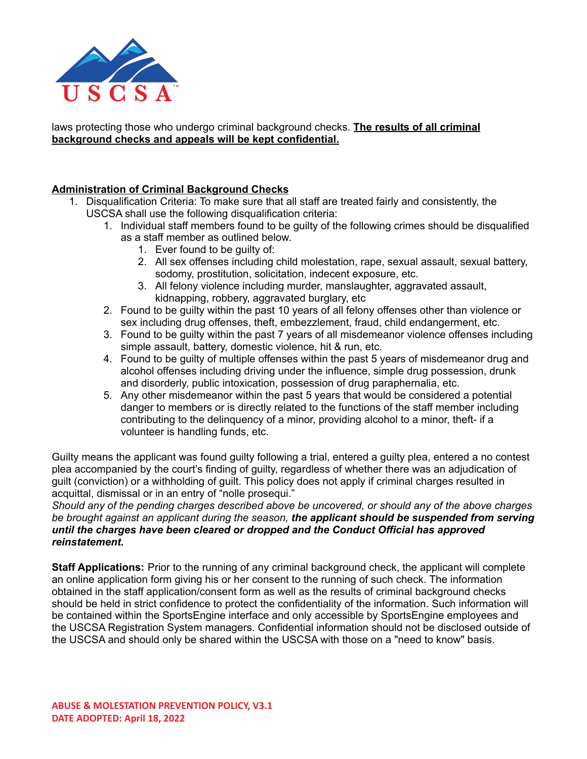laws protecting those who undergo criminal background checks. **The results of all criminal background checks and appeals will be kept confidential.**

**Administration of Criminal Background Checks**

1. Disqualification Criteria: To make sure that all staff are treated fairly and consistently, the USCSA shall use the following disqualification criteria:
    1. Individual staff members found to be guilty of the following crimes should be disqualified as a staff member as outlined below.
        1. Ever found to be guilty of:
        2. All sex offenses including child molestation, rape, sexual assault, sexual battery, sodomy, prostitution, solicitation, indecent exposure, etc.
        3. All felony violence including murder, manslaughter, aggravated assault, kidnapping, robbery, aggravated burglary, etc
    2. Found to be guilty within the past 10 years of all felony offenses other than violence or sex including drug offenses, theft, embezzlement, fraud, child endangerment, etc.
    3. Found to be guilty within the past 7 years of all misdemeanor violence offenses including simple assault, battery, domestic violence, hit & run, etc.
    4. Found to be guilty of multiple offenses within the past 5 years of misdemeanor drug and alcohol offenses including driving under the influence, simple drug possession, drunk and disorderly, public intoxication, possession of drug paraphernalia, etc.
    5. Any other misdemeanor within the past 5 years that would be considered a potential danger to members or is directly related to the functions of the staff member including contributing to the delinquency of a minor, providing alcohol to a minor, theft- if a volunteer is handling funds, etc.

Guilty means the applicant was found guilty following a trial, entered a guilty plea, entered a no contest plea accompanied by the court's finding of guilty, regardless of whether there was an adjudication of guilt (conviction) or a withholding of guilt. This policy does not apply if criminal charges resulted in acquittal, dismissal or in an entry of "nolle prosequi."

*Should any of the pending charges described above be uncovered, or should any of the above charges be brought against an applicant during the season,* ***the applicant should be suspended from serving until the charges have been cleared or dropped and the Conduct Official has approved reinstatement.***

**Staff Applications:** Prior to the running of any criminal background check, the applicant will complete an online application form giving his or her consent to the running of such check. The information obtained in the staff application/consent form as well as the results of criminal background checks should be held in strict confidence to protect the confidentiality of the information. Such information will be contained within the SportsEngine interface and only accessible by SportsEngine employees and the USCSA Registration System managers. Confidential information should not be disclosed outside of the USCSA and should only be shared within the USCSA with those on a "need to know" basis.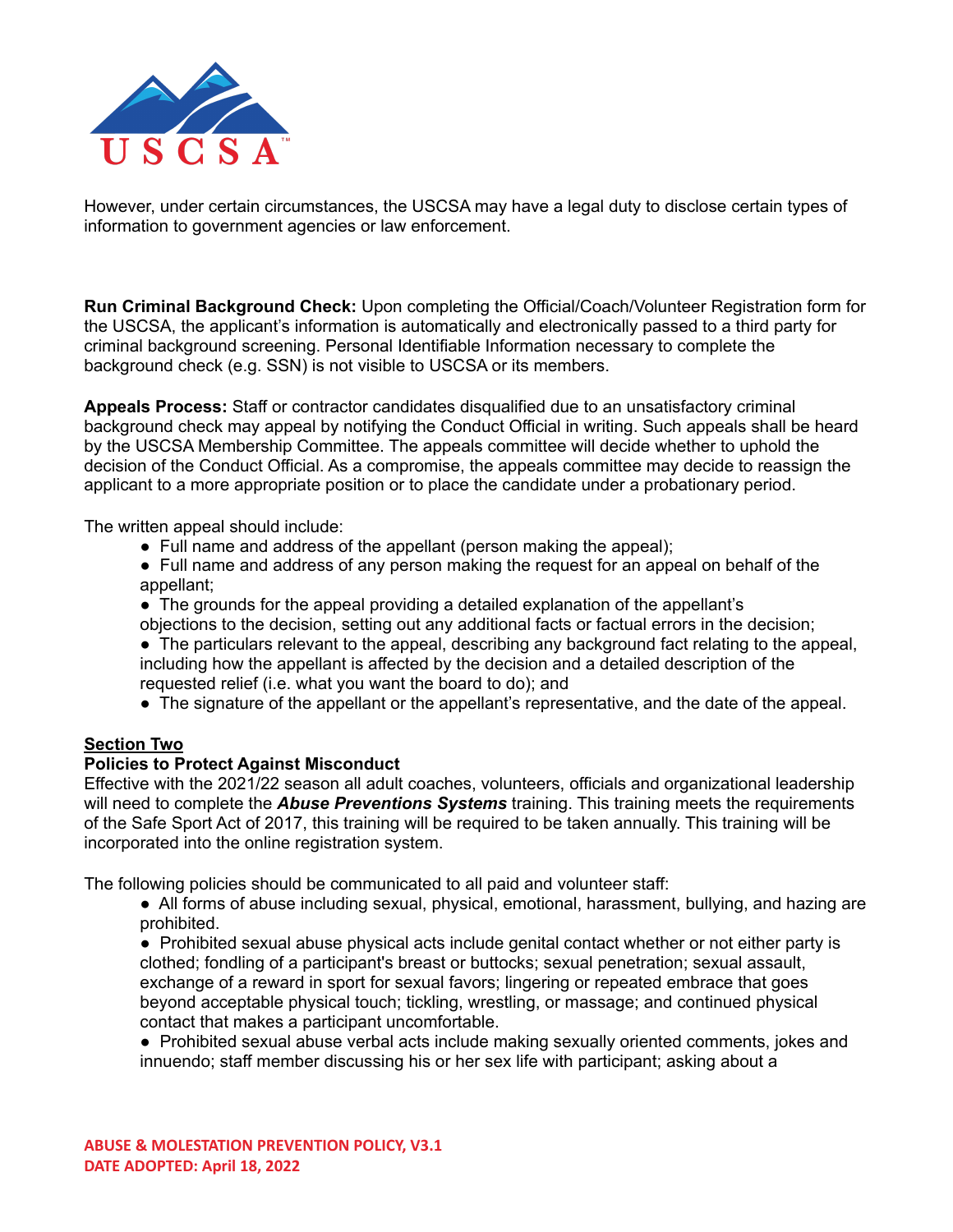However, under certain circumstances, the USCSA may have a legal duty to disclose certain types of information to government agencies or law enforcement.

**Run Criminal Background Check:** Upon completing the Official/Coach/Volunteer Registration form for the USCSA, the applicant's information is automatically and electronically passed to a third party for criminal background screening. Personal Identifiable Information necessary to complete the background check (e.g. SSN) is not visible to USCSA or its members.

**Appeals Process:** Staff or contractor candidates disqualified due to an unsatisfactory criminal background check may appeal by notifying the Conduct Official in writing. Such appeals shall be heard by the USCSA Membership Committee. The appeals committee will decide whether to uphold the decision of the Conduct Official. As a compromise, the appeals committee may decide to reassign the applicant to a more appropriate position or to place the candidate under a probationary period.

The written appeal should include:

- Full name and address of the appellant (person making the appeal);
- Full name and address of any person making the request for an appeal on behalf of the appellant;
- The grounds for the appeal providing a detailed explanation of the appellant's objections to the decision, setting out any additional facts or factual errors in the decision;
- The particulars relevant to the appeal, describing any background fact relating to the appeal, including how the appellant is affected by the decision and a detailed description of the requested relief (i.e. what you want the board to do); and
- The signature of the appellant or the appellant's representative, and the date of the appeal.

## Section Two

### Policies to Protect Against Misconduct

Effective with the 2021/22 season all adult coaches, volunteers, officials and organizational leadership will need to complete the ***Abuse Preventions Systems*** training. This training meets the requirements of the Safe Sport Act of 2017, this training will be required to be taken annually. This training will be incorporated into the online registration system.

The following policies should be communicated to all paid and volunteer staff:

- All forms of abuse including sexual, physical, emotional, harassment, bullying, and hazing are prohibited.
- Prohibited sexual abuse physical acts include genital contact whether or not either party is clothed; fondling of a participant's breast or buttocks; sexual penetration; sexual assault, exchange of a reward in sport for sexual favors; lingering or repeated embrace that goes beyond acceptable physical touch; tickling, wrestling, or massage; and continued physical contact that makes a participant uncomfortable.
- Prohibited sexual abuse verbal acts include making sexually oriented comments, jokes and innuendo; staff member discussing his or her sex life with participant; asking about a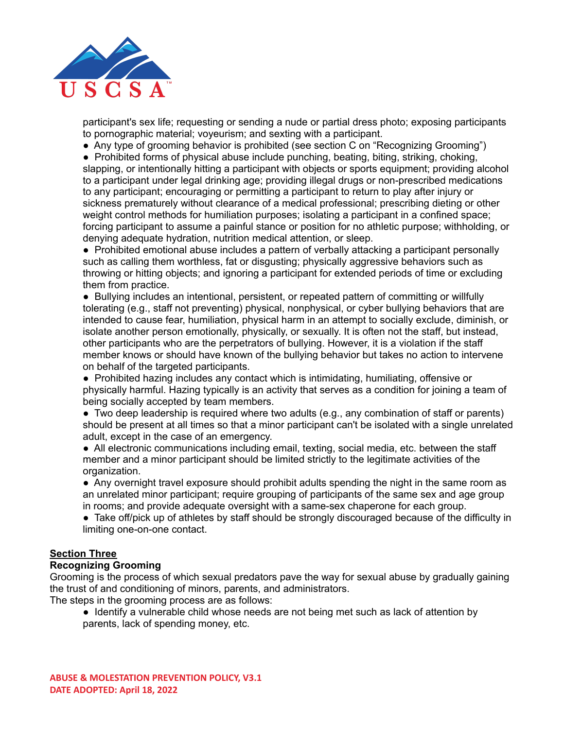participant's sex life; requesting or sending a nude or partial dress photo; exposing participants to pornographic material; voyeurism; and sexting with a participant.

- Any type of grooming behavior is prohibited (see section C on "Recognizing Grooming")
- Prohibited forms of physical abuse include punching, beating, biting, striking, choking, slapping, or intentionally hitting a participant with objects or sports equipment; providing alcohol to a participant under legal drinking age; providing illegal drugs or non-prescribed medications to any participant; encouraging or permitting a participant to return to play after injury or sickness prematurely without clearance of a medical professional; prescribing dieting or other weight control methods for humiliation purposes; isolating a participant in a confined space; forcing participant to assume a painful stance or position for no athletic purpose; withholding, or denying adequate hydration, nutrition medical attention, or sleep.
- Prohibited emotional abuse includes a pattern of verbally attacking a participant personally such as calling them worthless, fat or disgusting; physically aggressive behaviors such as throwing or hitting objects; and ignoring a participant for extended periods of time or excluding them from practice.
- Bullying includes an intentional, persistent, or repeated pattern of committing or willfully tolerating (e.g., staff not preventing) physical, nonphysical, or cyber bullying behaviors that are intended to cause fear, humiliation, physical harm in an attempt to socially exclude, diminish, or isolate another person emotionally, physically, or sexually. It is often not the staff, but instead, other participants who are the perpetrators of bullying. However, it is a violation if the staff member knows or should have known of the bullying behavior but takes no action to intervene on behalf of the targeted participants.
- Prohibited hazing includes any contact which is intimidating, humiliating, offensive or physically harmful. Hazing typically is an activity that serves as a condition for joining a team of being socially accepted by team members.
- Two deep leadership is required where two adults (e.g., any combination of staff or parents) should be present at all times so that a minor participant can't be isolated with a single unrelated adult, except in the case of an emergency.
- All electronic communications including email, texting, social media, etc. between the staff member and a minor participant should be limited strictly to the legitimate activities of the organization.
- Any overnight travel exposure should prohibit adults spending the night in the same room as an unrelated minor participant; require grouping of participants of the same sex and age group in rooms; and provide adequate oversight with a same-sex chaperone for each group.
- Take off/pick up of athletes by staff should be strongly discouraged because of the difficulty in limiting one-on-one contact.

## <u>Section Three</u>

**Recognizing Grooming**

Grooming is the process of which sexual predators pave the way for sexual abuse by gradually gaining the trust of and conditioning of minors, parents, and administrators.

The steps in the grooming process are as follows:

- Identify a vulnerable child whose needs are not being met such as lack of attention by parents, lack of spending money, etc.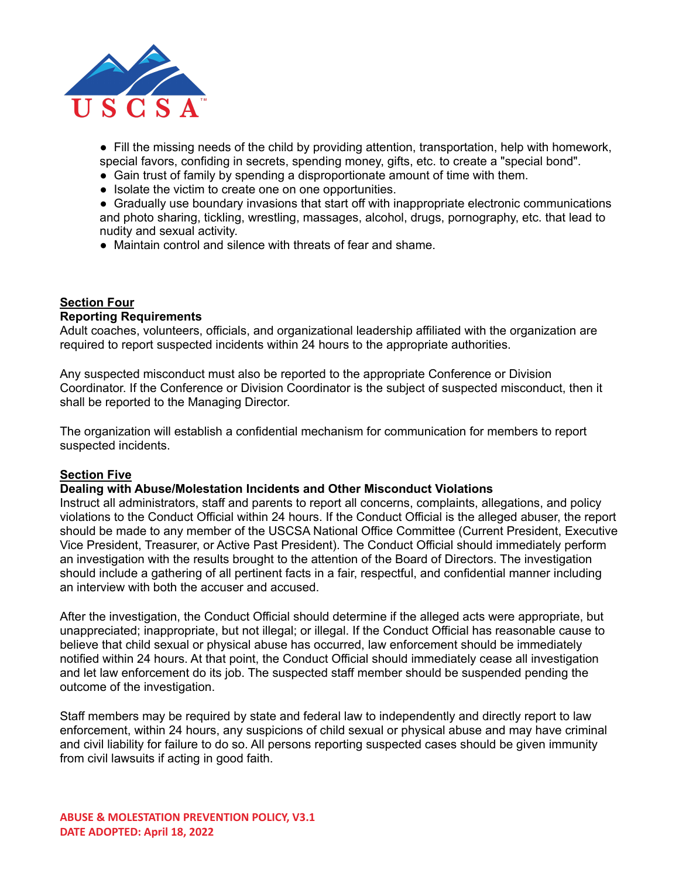- Fill the missing needs of the child by providing attention, transportation, help with homework, special favors, confiding in secrets, spending money, gifts, etc. to create a "special bond".
- Gain trust of family by spending a disproportionate amount of time with them.
- Isolate the victim to create one on one opportunities.
- Gradually use boundary invasions that start off with inappropriate electronic communications and photo sharing, tickling, wrestling, massages, alcohol, drugs, pornography, etc. that lead to nudity and sexual activity.
- Maintain control and silence with threats of fear and shame.

## Section Four

**Reporting Requirements**

Adult coaches, volunteers, officials, and organizational leadership affiliated with the organization are required to report suspected incidents within 24 hours to the appropriate authorities.

Any suspected misconduct must also be reported to the appropriate Conference or Division Coordinator. If the Conference or Division Coordinator is the subject of suspected misconduct, then it shall be reported to the Managing Director.

The organization will establish a confidential mechanism for communication for members to report suspected incidents.

## Section Five

**Dealing with Abuse/Molestation Incidents and Other Misconduct Violations**

Instruct all administrators, staff and parents to report all concerns, complaints, allegations, and policy violations to the Conduct Official within 24 hours. If the Conduct Official is the alleged abuser, the report should be made to any member of the USCSA National Office Committee (Current President, Executive Vice President, Treasurer, or Active Past President). The Conduct Official should immediately perform an investigation with the results brought to the attention of the Board of Directors. The investigation should include a gathering of all pertinent facts in a fair, respectful, and confidential manner including an interview with both the accuser and accused.

After the investigation, the Conduct Official should determine if the alleged acts were appropriate, but unappreciated; inappropriate, but not illegal; or illegal. If the Conduct Official has reasonable cause to believe that child sexual or physical abuse has occurred, law enforcement should be immediately notified within 24 hours. At that point, the Conduct Official should immediately cease all investigation and let law enforcement do its job. The suspected staff member should be suspended pending the outcome of the investigation.

Staff members may be required by state and federal law to independently and directly report to law enforcement, within 24 hours, any suspicions of child sexual or physical abuse and may have criminal and civil liability for failure to do so. All persons reporting suspected cases should be given immunity from civil lawsuits if acting in good faith.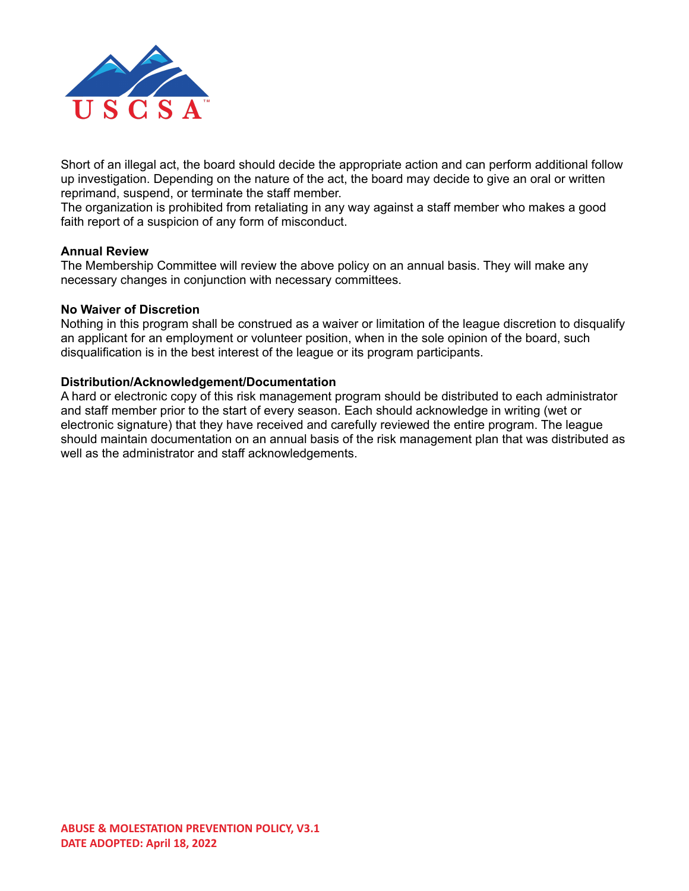Short of an illegal act, the board should decide the appropriate action and can perform additional follow up investigation. Depending on the nature of the act, the board may decide to give an oral or written reprimand, suspend, or terminate the staff member.
The organization is prohibited from retaliating in any way against a staff member who makes a good faith report of a suspicion of any form of misconduct.

**Annual Review**
The Membership Committee will review the above policy on an annual basis. They will make any necessary changes in conjunction with necessary committees.

**No Waiver of Discretion**
Nothing in this program shall be construed as a waiver or limitation of the league discretion to disqualify an applicant for an employment or volunteer position, when in the sole opinion of the board, such disqualification is in the best interest of the league or its program participants.

**Distribution/Acknowledgement/Documentation**
A hard or electronic copy of this risk management program should be distributed to each administrator and staff member prior to the start of every season. Each should acknowledge in writing (wet or electronic signature) that they have received and carefully reviewed the entire program. The league should maintain documentation on an annual basis of the risk management plan that was distributed as well as the administrator and staff acknowledgements.